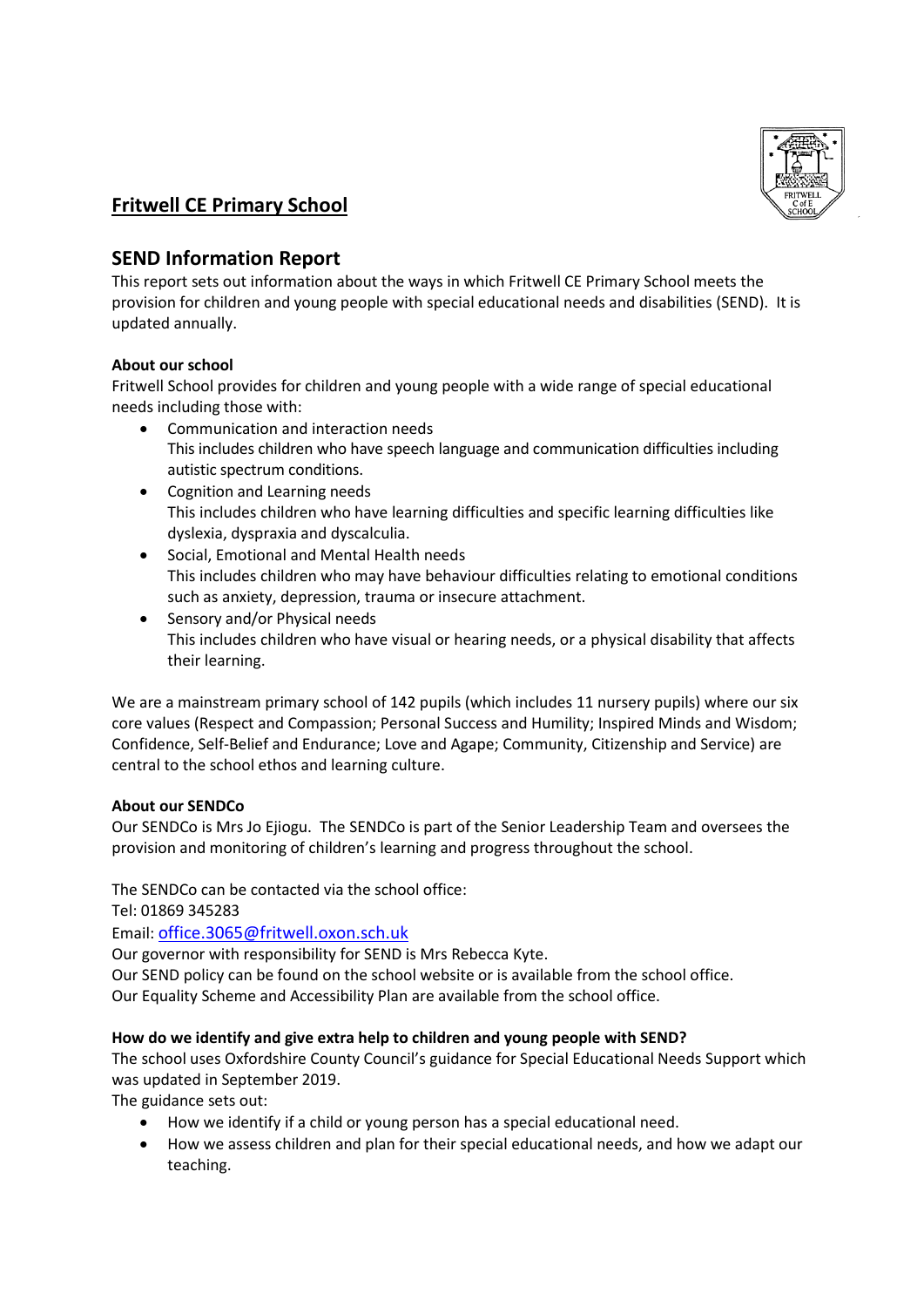# Fritwell CE Primary School

## SEND Information Report

This report sets out information about the ways in which Fritwell CE Primary School meets the provision for children and young people with special educational needs and disabilities (SEND). It is updated annually.

**About our school**

Fritwell School provides for children and young people with a wide range of special educational needs including those with:

- Communication and interaction needs
  This includes children who have speech language and communication difficulties including autistic spectrum conditions.
- Cognition and Learning needs
  This includes children who have learning difficulties and specific learning difficulties like dyslexia, dyspraxia and dyscalculia.
- Social, Emotional and Mental Health needs
  This includes children who may have behaviour difficulties relating to emotional conditions such as anxiety, depression, trauma or insecure attachment.
- Sensory and/or Physical needs
  This includes children who have visual or hearing needs, or a physical disability that affects their learning.

We are a mainstream primary school of 142 pupils (which includes 11 nursery pupils) where our six core values (Respect and Compassion; Personal Success and Humility; Inspired Minds and Wisdom; Confidence, Self-Belief and Endurance; Love and Agape; Community, Citizenship and Service) are central to the school ethos and learning culture.

**About our SENDCo**

Our SENDCo is Mrs Jo Ejiogu. The SENDCo is part of the Senior Leadership Team and oversees the provision and monitoring of children's learning and progress throughout the school.

The SENDCo can be contacted via the school office:
Tel: 01869 345283
Email: office.3065@fritwell.oxon.sch.uk
Our governor with responsibility for SEND is Mrs Rebecca Kyte.
Our SEND policy can be found on the school website or is available from the school office.
Our Equality Scheme and Accessibility Plan are available from the school office.

**How do we identify and give extra help to children and young people with SEND?**

The school uses Oxfordshire County Council's guidance for Special Educational Needs Support which was updated in September 2019.
The guidance sets out:

- How we identify if a child or young person has a special educational need.
- How we assess children and plan for their special educational needs, and how we adapt our teaching.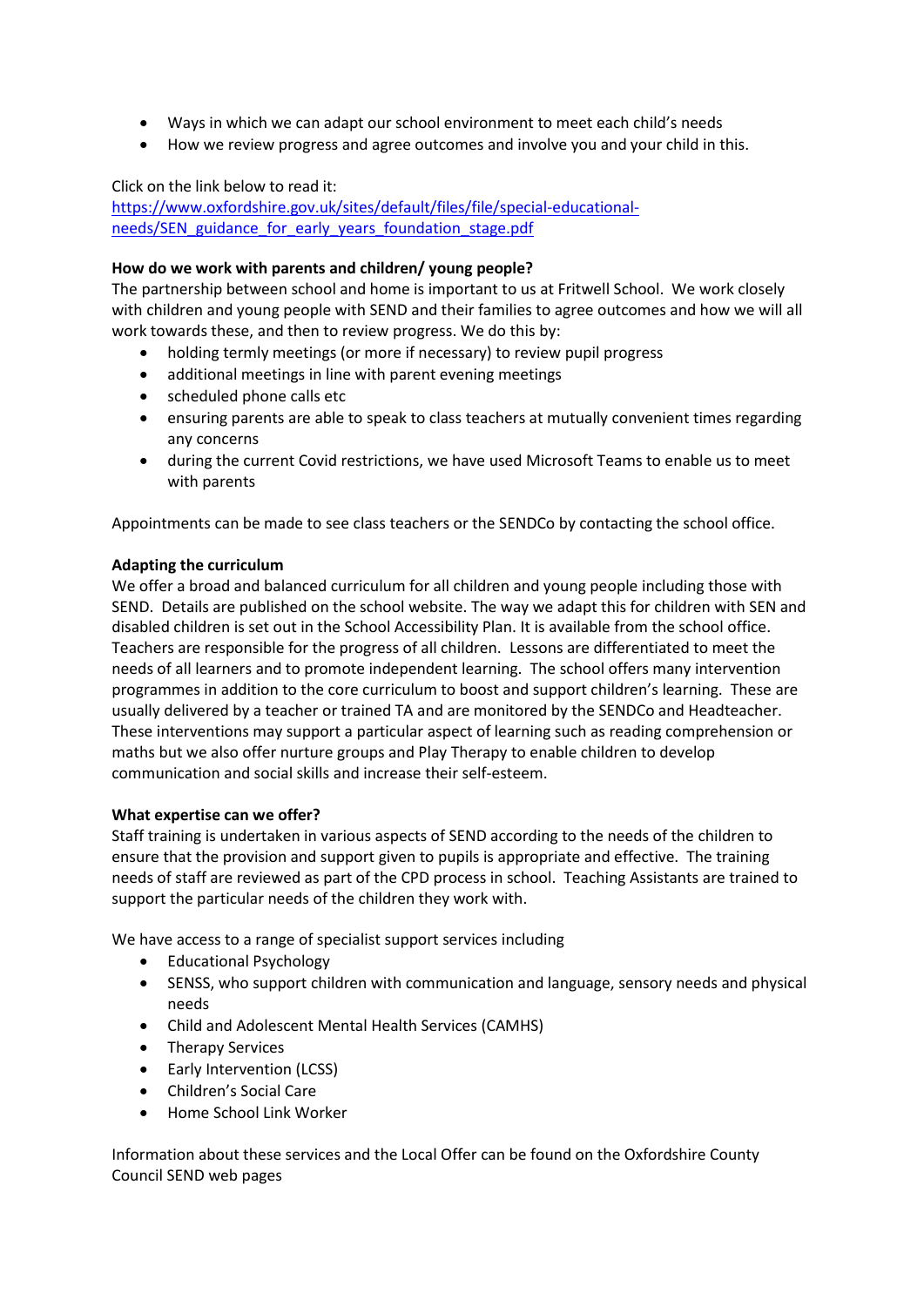- Ways in which we can adapt our school environment to meet each child's needs
- How we review progress and agree outcomes and involve you and your child in this.

Click on the link below to read it:
[https://www.oxfordshire.gov.uk/sites/default/files/file/special-educational-needs/SEN_guidance_for_early_years_foundation_stage.pdf](https://www.oxfordshire.gov.uk/sites/default/files/file/special-educational-needs/SEN_guidance_for_early_years_foundation_stage.pdf)

**How do we work with parents and children/ young people?**

The partnership between school and home is important to us at Fritwell School. We work closely with children and young people with SEND and their families to agree outcomes and how we will all work towards these, and then to review progress. We do this by:

- holding termly meetings (or more if necessary) to review pupil progress
- additional meetings in line with parent evening meetings
- scheduled phone calls etc
- ensuring parents are able to speak to class teachers at mutually convenient times regarding any concerns
- during the current Covid restrictions, we have used Microsoft Teams to enable us to meet with parents

Appointments can be made to see class teachers or the SENDCo by contacting the school office.

**Adapting the curriculum**

We offer a broad and balanced curriculum for all children and young people including those with SEND. Details are published on the school website. The way we adapt this for children with SEN and disabled children is set out in the School Accessibility Plan. It is available from the school office. Teachers are responsible for the progress of all children. Lessons are differentiated to meet the needs of all learners and to promote independent learning. The school offers many intervention programmes in addition to the core curriculum to boost and support children's learning. These are usually delivered by a teacher or trained TA and are monitored by the SENDCo and Headteacher. These interventions may support a particular aspect of learning such as reading comprehension or maths but we also offer nurture groups and Play Therapy to enable children to develop communication and social skills and increase their self-esteem.

**What expertise can we offer?**

Staff training is undertaken in various aspects of SEND according to the needs of the children to ensure that the provision and support given to pupils is appropriate and effective. The training needs of staff are reviewed as part of the CPD process in school. Teaching Assistants are trained to support the particular needs of the children they work with.

We have access to a range of specialist support services including

- Educational Psychology
- SENSS, who support children with communication and language, sensory needs and physical needs
- Child and Adolescent Mental Health Services (CAMHS)
- Therapy Services
- Early Intervention (LCSS)
- Children's Social Care
- Home School Link Worker

Information about these services and the Local Offer can be found on the Oxfordshire County Council SEND web pages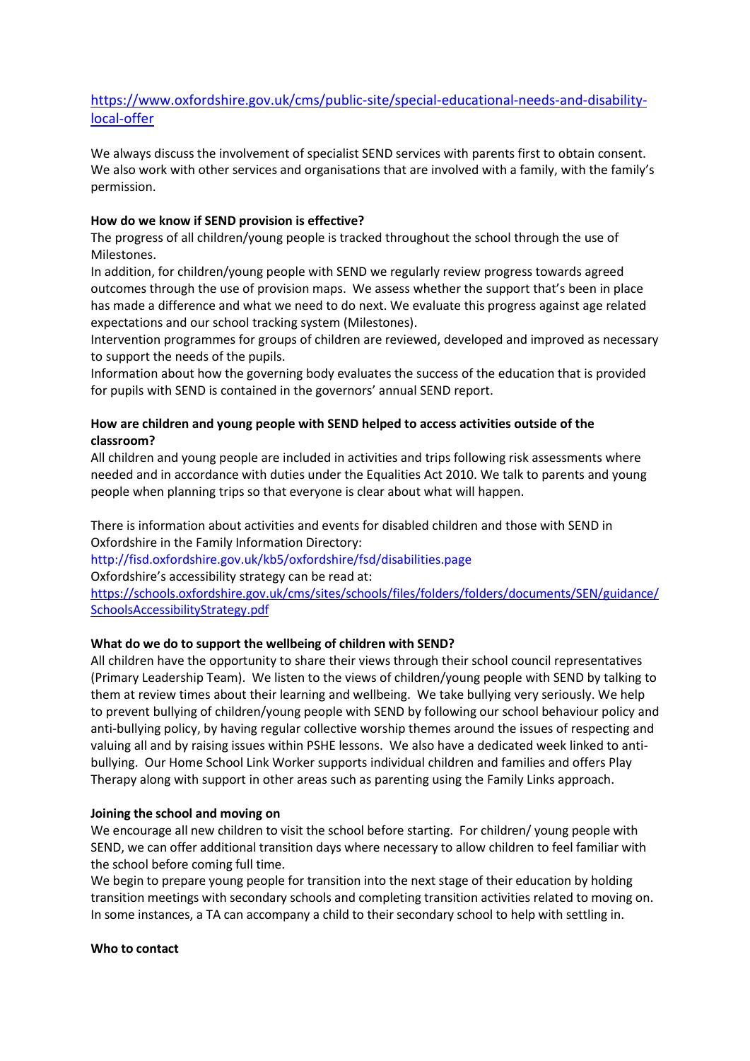https://www.oxfordshire.gov.uk/cms/public-site/special-educational-needs-and-disability-local-offer

We always discuss the involvement of specialist SEND services with parents first to obtain consent. We also work with other services and organisations that are involved with a family, with the family's permission.

**How do we know if SEND provision is effective?**

The progress of all children/young people is tracked throughout the school through the use of Milestones.

In addition, for children/young people with SEND we regularly review progress towards agreed outcomes through the use of provision maps. We assess whether the support that's been in place has made a difference and what we need to do next. We evaluate this progress against age related expectations and our school tracking system (Milestones).

Intervention programmes for groups of children are reviewed, developed and improved as necessary to support the needs of the pupils.

Information about how the governing body evaluates the success of the education that is provided for pupils with SEND is contained in the governors' annual SEND report.

**How are children and young people with SEND helped to access activities outside of the classroom?**

All children and young people are included in activities and trips following risk assessments where needed and in accordance with duties under the Equalities Act 2010. We talk to parents and young people when planning trips so that everyone is clear about what will happen.

There is information about activities and events for disabled children and those with SEND in Oxfordshire in the Family Information Directory:

http://fisd.oxfordshire.gov.uk/kb5/oxfordshire/fsd/disabilities.page

Oxfordshire's accessibility strategy can be read at:

https://schools.oxfordshire.gov.uk/cms/sites/schools/files/folders/folders/documents/SEN/guidance/SchoolsAccessibilityStrategy.pdf

**What do we do to support the wellbeing of children with SEND?**

All children have the opportunity to share their views through their school council representatives (Primary Leadership Team). We listen to the views of children/young people with SEND by talking to them at review times about their learning and wellbeing. We take bullying very seriously. We help to prevent bullying of children/young people with SEND by following our school behaviour policy and anti-bullying policy, by having regular collective worship themes around the issues of respecting and valuing all and by raising issues within PSHE lessons. We also have a dedicated week linked to anti-bullying. Our Home School Link Worker supports individual children and families and offers Play Therapy along with support in other areas such as parenting using the Family Links approach.

**Joining the school and moving on**

We encourage all new children to visit the school before starting. For children/ young people with SEND, we can offer additional transition days where necessary to allow children to feel familiar with the school before coming full time.

We begin to prepare young people for transition into the next stage of their education by holding transition meetings with secondary schools and completing transition activities related to moving on. In some instances, a TA can accompany a child to their secondary school to help with settling in.

**Who to contact**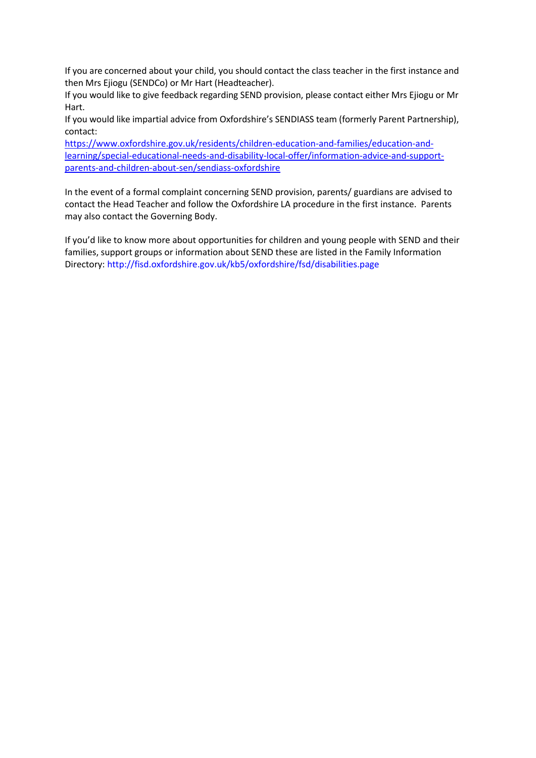If you are concerned about your child, you should contact the class teacher in the first instance and then Mrs Ejiogu (SENDCo) or Mr Hart (Headteacher).

If you would like to give feedback regarding SEND provision, please contact either Mrs Ejiogu or Mr Hart.

If you would like impartial advice from Oxfordshire's SENDIASS team (formerly Parent Partnership), contact:
https://www.oxfordshire.gov.uk/residents/children-education-and-families/education-and-learning/special-educational-needs-and-disability-local-offer/information-advice-and-support-parents-and-children-about-sen/sendiass-oxfordshire

In the event of a formal complaint concerning SEND provision, parents/ guardians are advised to contact the Head Teacher and follow the Oxfordshire LA procedure in the first instance. Parents may also contact the Governing Body.

If you'd like to know more about opportunities for children and young people with SEND and their families, support groups or information about SEND these are listed in the Family Information Directory: http://fisd.oxfordshire.gov.uk/kb5/oxfordshire/fsd/disabilities.page